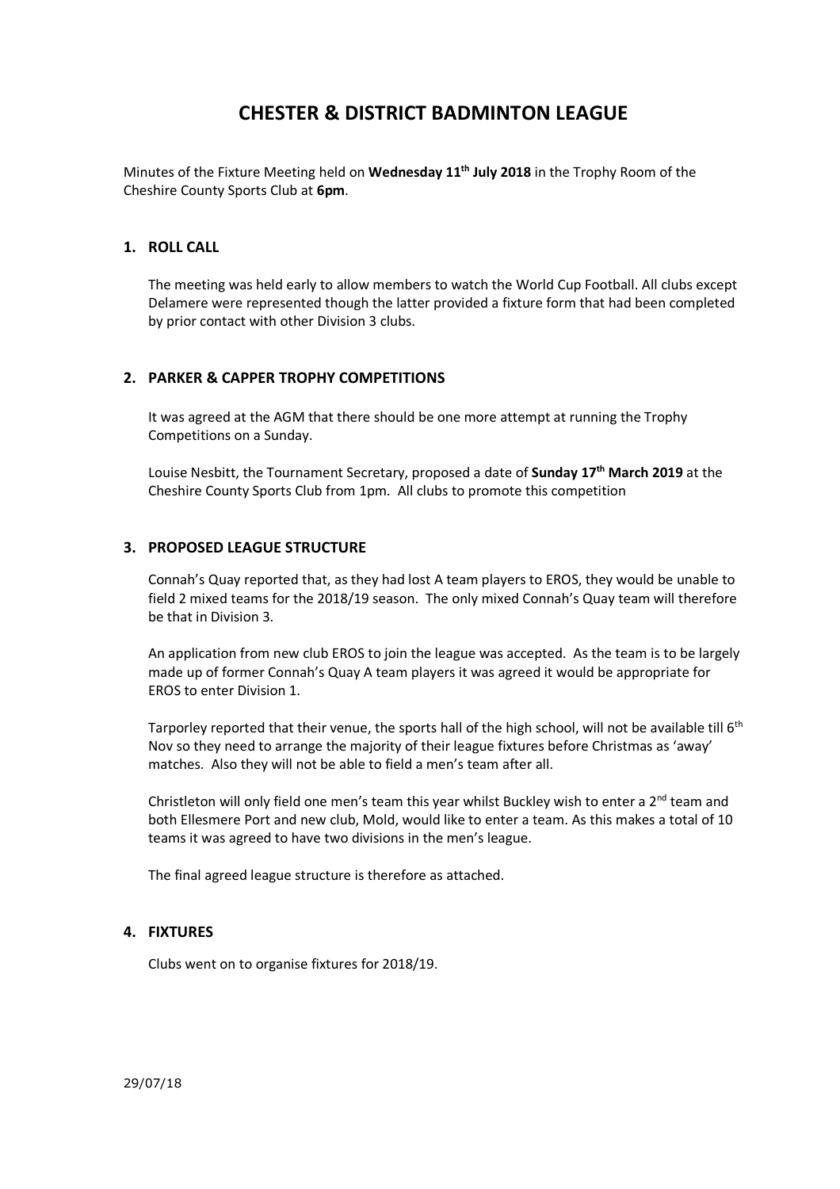# CHESTER & DISTRICT BADMINTON LEAGUE

Minutes of the Fixture Meeting held on **Wednesday 11th July 2018** in the Trophy Room of the Cheshire County Sports Club at **6pm**.

## 1. ROLL CALL

The meeting was held early to allow members to watch the World Cup Football. All clubs except Delamere were represented though the latter provided a fixture form that had been completed by prior contact with other Division 3 clubs.

## 2. PARKER & CAPPER TROPHY COMPETITIONS

It was agreed at the AGM that there should be one more attempt at running the Trophy Competitions on a Sunday.

Louise Nesbitt, the Tournament Secretary, proposed a date of **Sunday 17th March 2019** at the Cheshire County Sports Club from 1pm. All clubs to promote this competition

## 3. PROPOSED LEAGUE STRUCTURE

Connah's Quay reported that, as they had lost A team players to EROS, they would be unable to field 2 mixed teams for the 2018/19 season. The only mixed Connah's Quay team will therefore be that in Division 3.

An application from new club EROS to join the league was accepted. As the team is to be largely made up of former Connah's Quay A team players it was agreed it would be appropriate for EROS to enter Division 1.

Tarporley reported that their venue, the sports hall of the high school, will not be available till 6th Nov so they need to arrange the majority of their league fixtures before Christmas as 'away' matches. Also they will not be able to field a men's team after all.

Christleton will only field one men's team this year whilst Buckley wish to enter a 2nd team and both Ellesmere Port and new club, Mold, would like to enter a team. As this makes a total of 10 teams it was agreed to have two divisions in the men's league.

The final agreed league structure is therefore as attached.

## 4. FIXTURES

Clubs went on to organise fixtures for 2018/19.

29/07/18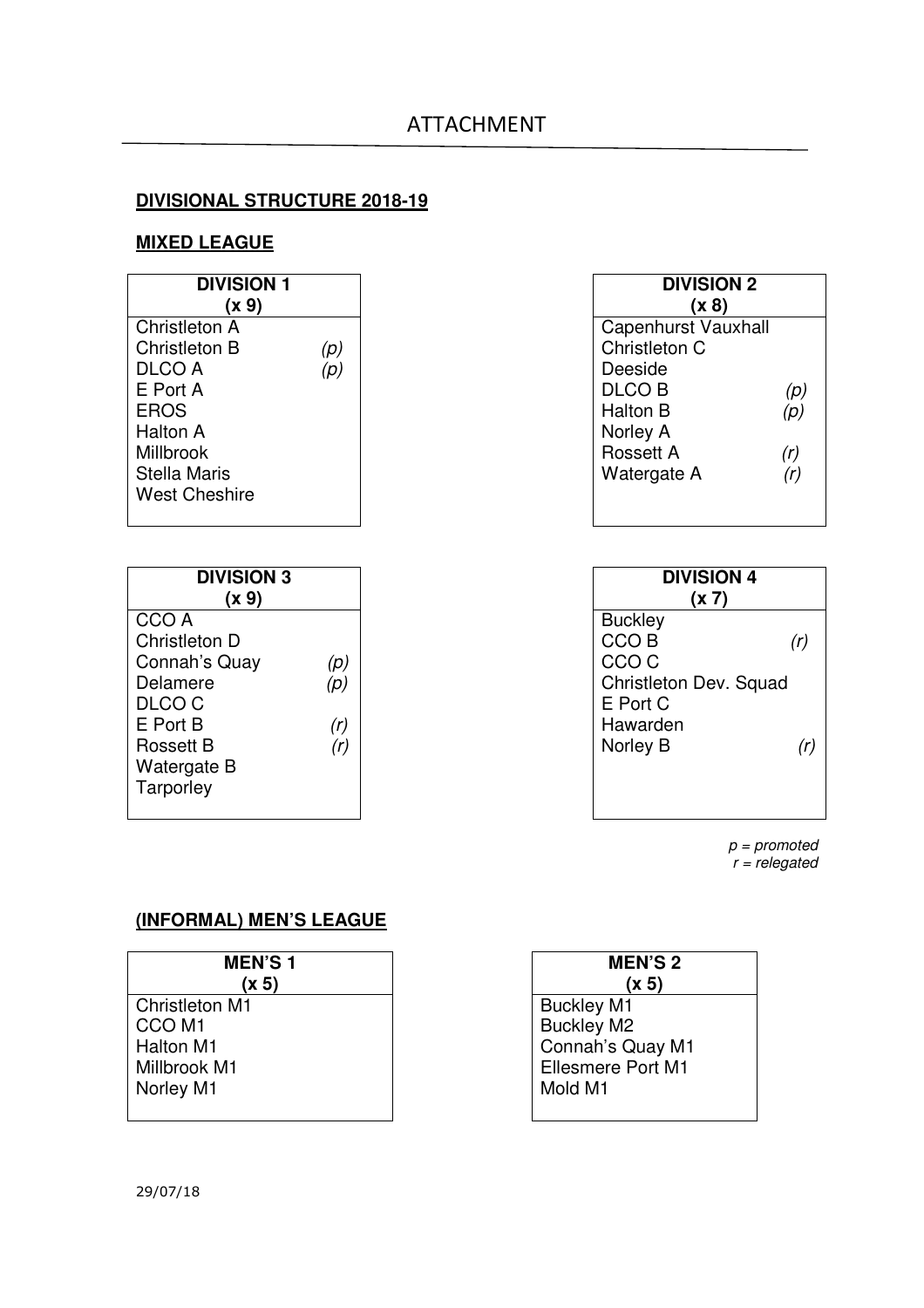# ATTACHMENT

**DIVISIONAL STRUCTURE 2018-19**

**MIXED LEAGUE**

| DIVISION 1 (x 9) | |
|---|---|
| Christleton A | |
| Christleton B | *(p)* |
| DLCO A | *(p)* |
| E Port A | |
| EROS | |
| Halton A | |
| Millbrook | |
| Stella Maris | |
| West Cheshire | |

| DIVISION 2 (x 8) | |
|---|---|
| Capenhurst Vauxhall | |
| Christleton C | |
| Deeside | |
| DLCO B | *(p)* |
| Halton B | *(p)* |
| Norley A | |
| Rossett A | *(r)* |
| Watergate A | *(r)* |

| DIVISION 3 (x 9) | |
|---|---|
| CCO A | |
| Christleton D | |
| Connah's Quay | *(p)* |
| Delamere | *(p)* |
| DLCO C | |
| E Port B | *(r)* |
| Rossett B | *(r)* |
| Watergate B | |
| Tarporley | |

| DIVISION 4 (x 7) | |
|---|---|
| Buckley | |
| CCO B | *(r)* |
| CCO C | |
| Christleton Dev. Squad | |
| E Port C | |
| Hawarden | |
| Norley B | *(r)* |

*p = promoted*
*r = relegated*

**(INFORMAL) MEN'S LEAGUE**

| MEN'S 1 (x 5) |
|---|
| Christleton M1 |
| CCO M1 |
| Halton M1 |
| Millbrook M1 |
| Norley M1 |

| MEN'S 2 (x 5) |
|---|
| Buckley M1 |
| Buckley M2 |
| Connah's Quay M1 |
| Ellesmere Port M1 |
| Mold M1 |

29/07/18